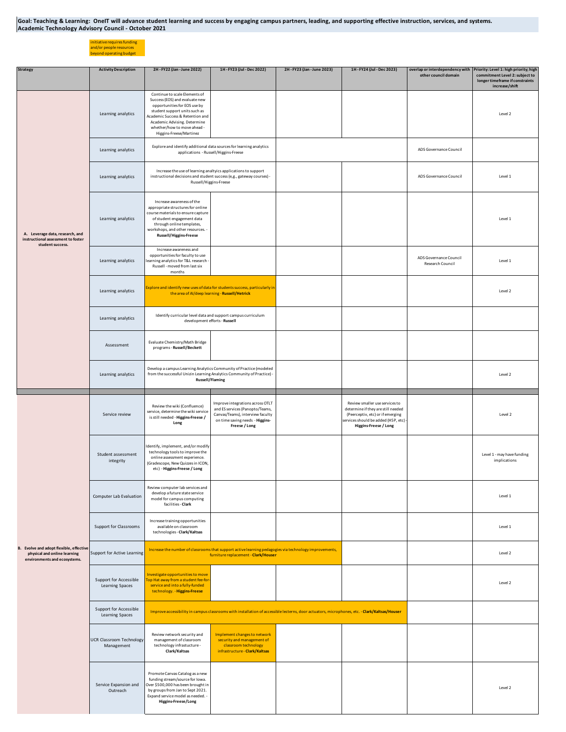**Goal: Teaching & Learning: OneIT will advance student learning and success by engaging campus partners, leading, and supporting effective instruction, services, and systems.**
**Academic Technology Advisory Council - October 2021**

initiative requires funding and/or people resources beyond operating budget

| Strategy | Activity Description | 2H - FY22 (Jan - June 2022) | 1H - FY23 (Jul - Dec 2022) | 2H - FY23 (Jan - June 2023) | 1H - FY24 (Jul - Dec 2023) | overlap or interdependency with other council domain | Priority: Level 1: high priority; high commitment Level 2: subject to longer timeframe if constraints increase/shift |
|---|---|---|---|---|---|---|---|
| **A. Leverage data, research, and instructional assessment to foster student success.** | Learning analytics | Continue to scale Elements of Success (EOS) and evaluate new opportunities for EOS use by student support units such as Academic Success & Retention and Academic Advising. Determine whether/how to move ahead - Higgins-Freese/Martinez | | | | | Level 2 |
| | Learning analytics | Explore and identify additional data sources for learning analytics applications - Russell/Higgins-Freese | | | | ADS Governance Council | |
| | Learning analytics | Increase the use of learning analtyics applications to support instructional decisions and student success (e.g., gateway courses) - Russell/Higgins-Freese | | | | ADS Governance Council | Level 1 |
| | Learning analytics | Increase awareness of the appropriate structures for online course materials to ensure capture of student engagement data through online templates, workshops, and other resources. - **Russell/Higgins-Freese** | | | | | Level 1 |
| | Learning analytics | Increase awareness and opportunities for faculty to use learning analytics for T&L research - Russell - moved from last six months | | | | ADS Governance Council Research Council | Level 1 |
| | Learning analytics | Explore and identify new uses of data for students success, particularly in the area of AI/deep learning - **Russell/Hetrick** | | | | | Level 2 |
| | Learning analytics | Identify curricular level data and support campus curriculum development efforts - **Russell** | | | | | |
| | Assessment | Evaluate Chemistry/Math Bridge programs - **Russell/Beckett** | | | | | |
| | Learning analytics | Develop a campus Learning Analytics Community of Practice (modeled from the successful Unizin Learning Analytics Community of Practice) - **Russell/Flaming** | | | | | Level 2 |
| | | | | | | | |
| **B. Evolve and adopt flexible, effective physical and online learning environments and ecosystems.** | Service review | Review the wiki (Confluence) service, determine the wiki service is still needed - **Higgins-Freese / Long** | Improve integrations across OTLT and ES services (Panopto/Teams, Canvas/Teams), interview faculty on time saving needs - **Higgins-Freese / Long** | | Review smaller use services to determine if they are still needed (Peerceptiv, etc) or if emerging services should be added (H5P, etc) - **Higgins-Freese / Long** | | Level 2 |
| | Student assessment integrity | Identify, implement, and/or modify technology tools to improve the online assessment experience. (Gradescope, New Quizzes in ICON, etc) - **Higgins-Freese / Long** | | | | | Level 1 - may have funding implications |
| | Computer Lab Evaluation | Review computer lab services and develop a future state service model for campus computing facilities - **Clark** | | | | | Level 1 |
| | Support for Classrooms | Increase training opportunities available on classroom technologies - **Clark/Kaltsas** | | | | | Level 1 |
| | Support for Active Learning | Increase the number of classrooms that support active learning pedagogies via technology improvements, furniture replacement - **Clark/Houser** | | | | | Level 2 |
| | Support for Accessible Learning Spaces | Investigate opportunities to move Top Hat away from a student fee-for-service and into a fully-funded technology. - **Higgins-Freese** | | | | | Level 2 |
| | Support for Accessible Learning Spaces | Improve accessibility in campus classrooms with installation of accessible lecterns, door actuators, microphones, etc. - **Clark/Kaltsas/Houser** | | | | | |
| | UCR Classroom Technology Management | Review network security and management of classroom technology infrastucture - **Clark/Kaltsas** | Implement changes to network security and management of classroom technology infrastructure - **Clark/Kaltsas** | | | | |
| | Service Expansion and Outreach | Promote Canvas Catalog as a new funding stream/source for Iowa. Over $500,000 has been brought in by groups from Jan to Sept 2021. Expand service model as needed. - **Higgins-Freese/Long** | | | | | Level 2 |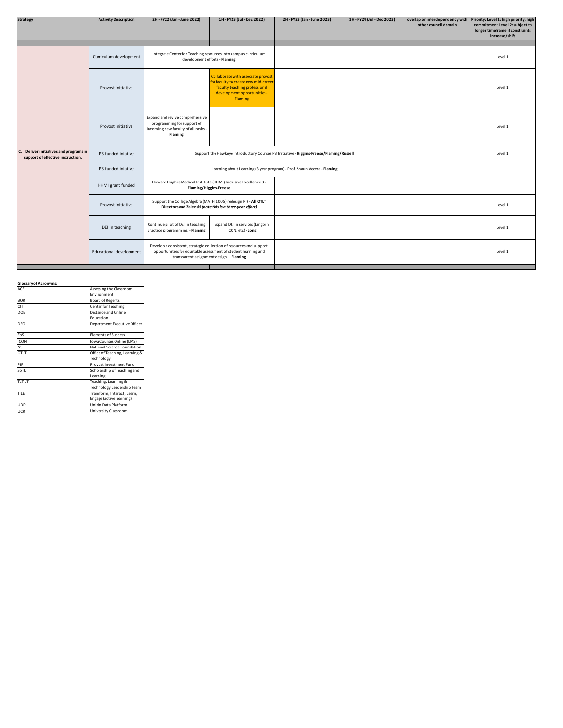| Strategy | Activity Description | 2H - FY22 (Jan - June 2022) | 1H - FY23 (Jul - Dec 2022) | 2H - FY23 (Jan - June 2023) | 1H - FY24 (Jul - Dec 2023) | overlap or interdependency with other council domain | Priority: Level 1: high priority; high commitment Level 2: subject to longer timeframe if constraints increase/shift |
|---|---|---|---|---|---|---|---|
| | | | | | | | |
| C. Deliver initiatives and programs in support of effective instruction. | Curriculum development | Integrate Center for Teaching resources into campus curriculum development efforts - **Flaming** | | | | | Level 1 |
| | Provost initiative | | Collaborate with associate provost for faculty to create new mid-career faculty teaching professional development opportunities - Flaming | | | | Level 1 |
| | Provost initiative | Expand and revive comprehensive programming for support of incoming new faculty of all ranks - **Flaming** | | | | | Level 1 |
| | P3 funded iniative | Support the Hawkeye Introductory Courses P3 Initiative - **Higgins-Freese/Flaming/Russell** | | | | | Level 1 |
| | P3 funded iniative | Learning about Learning (3 year program) - Prof. Shaun Vecera - **Flaming** | | | | | |
| | HHMI grant funded | Howard Hughes Medical Institute (HHMI) Inclusive Excellence 3 - **Flaming/Higgins-Freese** | | | | | |
| | Provost initiative | Support the College Algebra (MATH:1005) redesign PIF - **All OTLT Directors and Zalenski** ***(note this is a three-year effort)*** | | | | | Level 1 |
| | DEI in teaching | Continue pilot of DEI in teaching practice programming. - **Flaming** | Expand DEI in services (Lingo in ICON, etc) - **Long** | | | | Level 1 |
| | Educational development | Develop a consistent, strategic collection of resources and support opportunities for equitable assessment of student learning and transparent assignment design. – **Flaming** | | | | | Level 1 |

**Glossary of Acronyms:**

| | |
|---|---|
| ACE | Assessing the Classroom Environment |
| BOR | Board of Regents |
| CfT | Center for Teaching |
| DOE | Distance and Online Education |
| DEO | Department Executive Officer |
| EoS | Elements of Success |
| ICON | Iowa Courses Online (LMS) |
| NSF | National Science Foundation |
| OTLT | Office of Teaching, Learning & Technology |
| PIF | Provost Investment Fund |
| SoTL | Scholarship of Teaching and Learning |
| TLT LT | Teaching, Learning & Technology Leadership Team |
| TILE | Transform, Interact, Learn, Engage (active learning) |
| UDP | Unizin Data Platform |
| UCR | University Classroom |